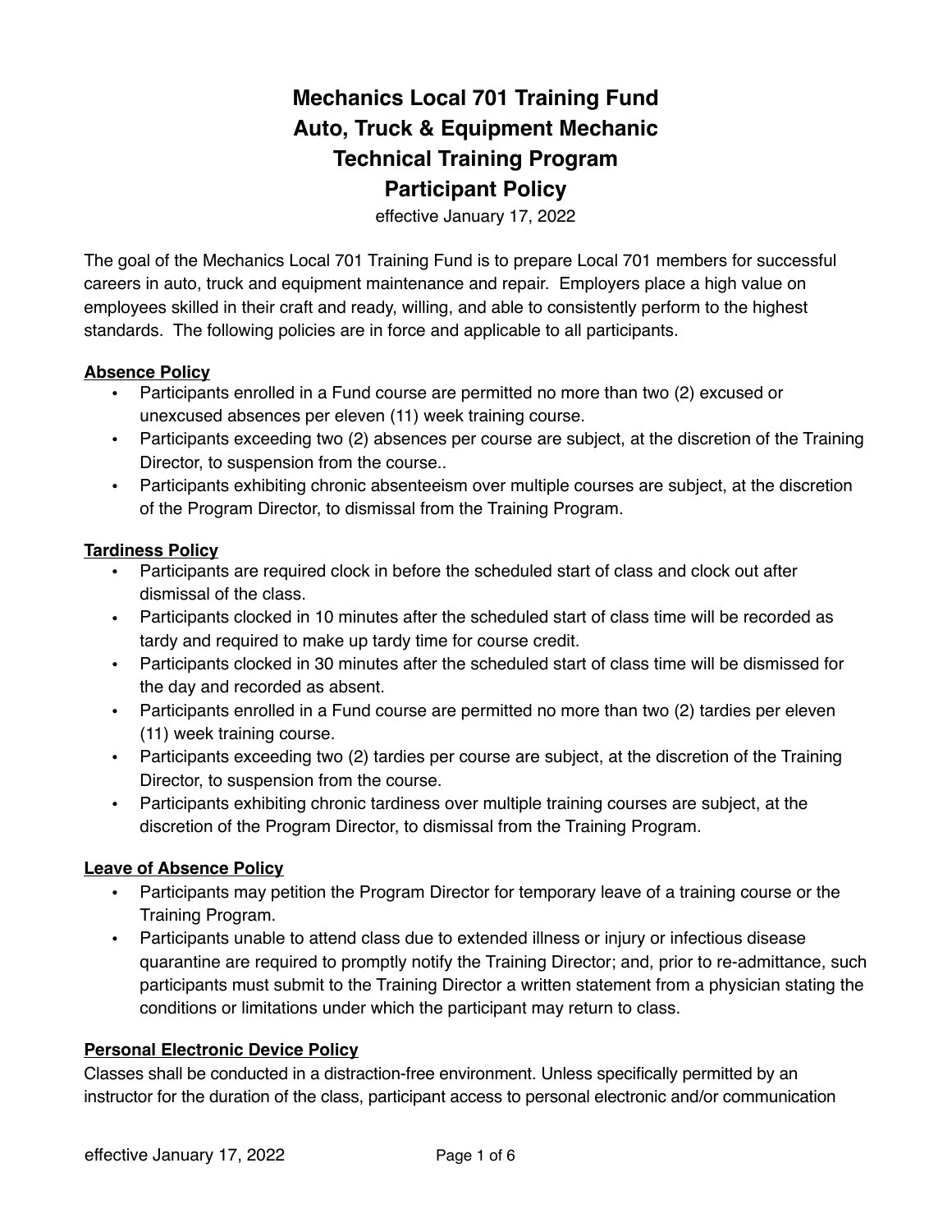# Mechanics Local 701 Training Fund
# Auto, Truck & Equipment Mechanic
# Technical Training Program
# Participant Policy

effective January 17, 2022

The goal of the Mechanics Local 701 Training Fund is to prepare Local 701 members for successful careers in auto, truck and equipment maintenance and repair. Employers place a high value on employees skilled in their craft and ready, willing, and able to consistently perform to the highest standards. The following policies are in force and applicable to all participants.

**Absence Policy**

- Participants enrolled in a Fund course are permitted no more than two (2) excused or unexcused absences per eleven (11) week training course.
- Participants exceeding two (2) absences per course are subject, at the discretion of the Training Director, to suspension from the course..
- Participants exhibiting chronic absenteeism over multiple courses are subject, at the discretion of the Program Director, to dismissal from the Training Program.

**Tardiness Policy**

- Participants are required clock in before the scheduled start of class and clock out after dismissal of the class.
- Participants clocked in 10 minutes after the scheduled start of class time will be recorded as tardy and required to make up tardy time for course credit.
- Participants clocked in 30 minutes after the scheduled start of class time will be dismissed for the day and recorded as absent.
- Participants enrolled in a Fund course are permitted no more than two (2) tardies per eleven (11) week training course.
- Participants exceeding two (2) tardies per course are subject, at the discretion of the Training Director, to suspension from the course.
- Participants exhibiting chronic tardiness over multiple training courses are subject, at the discretion of the Program Director, to dismissal from the Training Program.

**Leave of Absence Policy**

- Participants may petition the Program Director for temporary leave of a training course or the Training Program.
- Participants unable to attend class due to extended illness or injury or infectious disease quarantine are required to promptly notify the Training Director; and, prior to re-admittance, such participants must submit to the Training Director a written statement from a physician stating the conditions or limitations under which the participant may return to class.

**Personal Electronic Device Policy**

Classes shall be conducted in a distraction-free environment. Unless specifically permitted by an instructor for the duration of the class, participant access to personal electronic and/or communication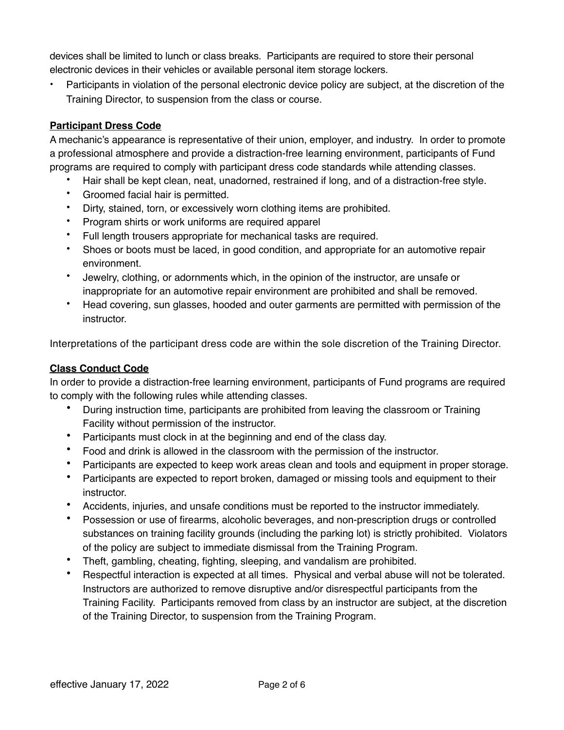devices shall be limited to lunch or class breaks. Participants are required to store their personal electronic devices in their vehicles or available personal item storage lockers.

- Participants in violation of the personal electronic device policy are subject, at the discretion of the Training Director, to suspension from the class or course.

**Participant Dress Code**

A mechanic's appearance is representative of their union, employer, and industry. In order to promote a professional atmosphere and provide a distraction-free learning environment, participants of Fund programs are required to comply with participant dress code standards while attending classes.

- Hair shall be kept clean, neat, unadorned, restrained if long, and of a distraction-free style.
- Groomed facial hair is permitted.
- Dirty, stained, torn, or excessively worn clothing items are prohibited.
- Program shirts or work uniforms are required apparel
- Full length trousers appropriate for mechanical tasks are required.
- Shoes or boots must be laced, in good condition, and appropriate for an automotive repair environment.
- Jewelry, clothing, or adornments which, in the opinion of the instructor, are unsafe or inappropriate for an automotive repair environment are prohibited and shall be removed.
- Head covering, sun glasses, hooded and outer garments are permitted with permission of the instructor.

Interpretations of the participant dress code are within the sole discretion of the Training Director.

**Class Conduct Code**

In order to provide a distraction-free learning environment, participants of Fund programs are required to comply with the following rules while attending classes.

- During instruction time, participants are prohibited from leaving the classroom or Training Facility without permission of the instructor.
- Participants must clock in at the beginning and end of the class day.
- Food and drink is allowed in the classroom with the permission of the instructor.
- Participants are expected to keep work areas clean and tools and equipment in proper storage.
- Participants are expected to report broken, damaged or missing tools and equipment to their instructor.
- Accidents, injuries, and unsafe conditions must be reported to the instructor immediately.
- Possession or use of firearms, alcoholic beverages, and non-prescription drugs or controlled substances on training facility grounds (including the parking lot) is strictly prohibited. Violators of the policy are subject to immediate dismissal from the Training Program.
- Theft, gambling, cheating, fighting, sleeping, and vandalism are prohibited.
- Respectful interaction is expected at all times. Physical and verbal abuse will not be tolerated. Instructors are authorized to remove disruptive and/or disrespectful participants from the Training Facility. Participants removed from class by an instructor are subject, at the discretion of the Training Director, to suspension from the Training Program.

effective January 17, 2022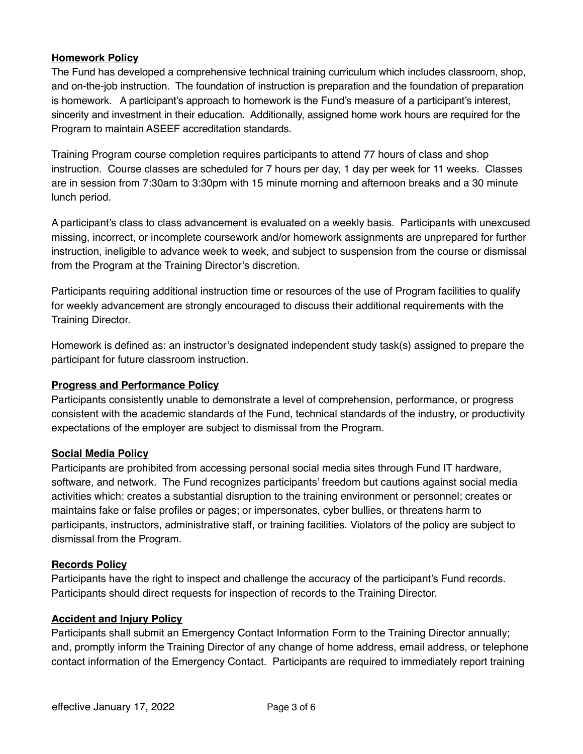**Homework Policy**

The Fund has developed a comprehensive technical training curriculum which includes classroom, shop, and on-the-job instruction. The foundation of instruction is preparation and the foundation of preparation is homework. A participant's approach to homework is the Fund's measure of a participant's interest, sincerity and investment in their education. Additionally, assigned home work hours are required for the Program to maintain ASEEF accreditation standards.

Training Program course completion requires participants to attend 77 hours of class and shop instruction. Course classes are scheduled for 7 hours per day, 1 day per week for 11 weeks. Classes are in session from 7:30am to 3:30pm with 15 minute morning and afternoon breaks and a 30 minute lunch period.

A participant's class to class advancement is evaluated on a weekly basis. Participants with unexcused missing, incorrect, or incomplete coursework and/or homework assignments are unprepared for further instruction, ineligible to advance week to week, and subject to suspension from the course or dismissal from the Program at the Training Director's discretion.

Participants requiring additional instruction time or resources of the use of Program facilities to qualify for weekly advancement are strongly encouraged to discuss their additional requirements with the Training Director.

Homework is defined as: an instructor's designated independent study task(s) assigned to prepare the participant for future classroom instruction.

**Progress and Performance Policy**

Participants consistently unable to demonstrate a level of comprehension, performance, or progress consistent with the academic standards of the Fund, technical standards of the industry, or productivity expectations of the employer are subject to dismissal from the Program.

**Social Media Policy**

Participants are prohibited from accessing personal social media sites through Fund IT hardware, software, and network. The Fund recognizes participants' freedom but cautions against social media activities which: creates a substantial disruption to the training environment or personnel; creates or maintains fake or false profiles or pages; or impersonates, cyber bullies, or threatens harm to participants, instructors, administrative staff, or training facilities. Violators of the policy are subject to dismissal from the Program.

**Records Policy**

Participants have the right to inspect and challenge the accuracy of the participant's Fund records. Participants should direct requests for inspection of records to the Training Director.

**Accident and Injury Policy**

Participants shall submit an Emergency Contact Information Form to the Training Director annually; and, promptly inform the Training Director of any change of home address, email address, or telephone contact information of the Emergency Contact. Participants are required to immediately report training

effective January 17, 2022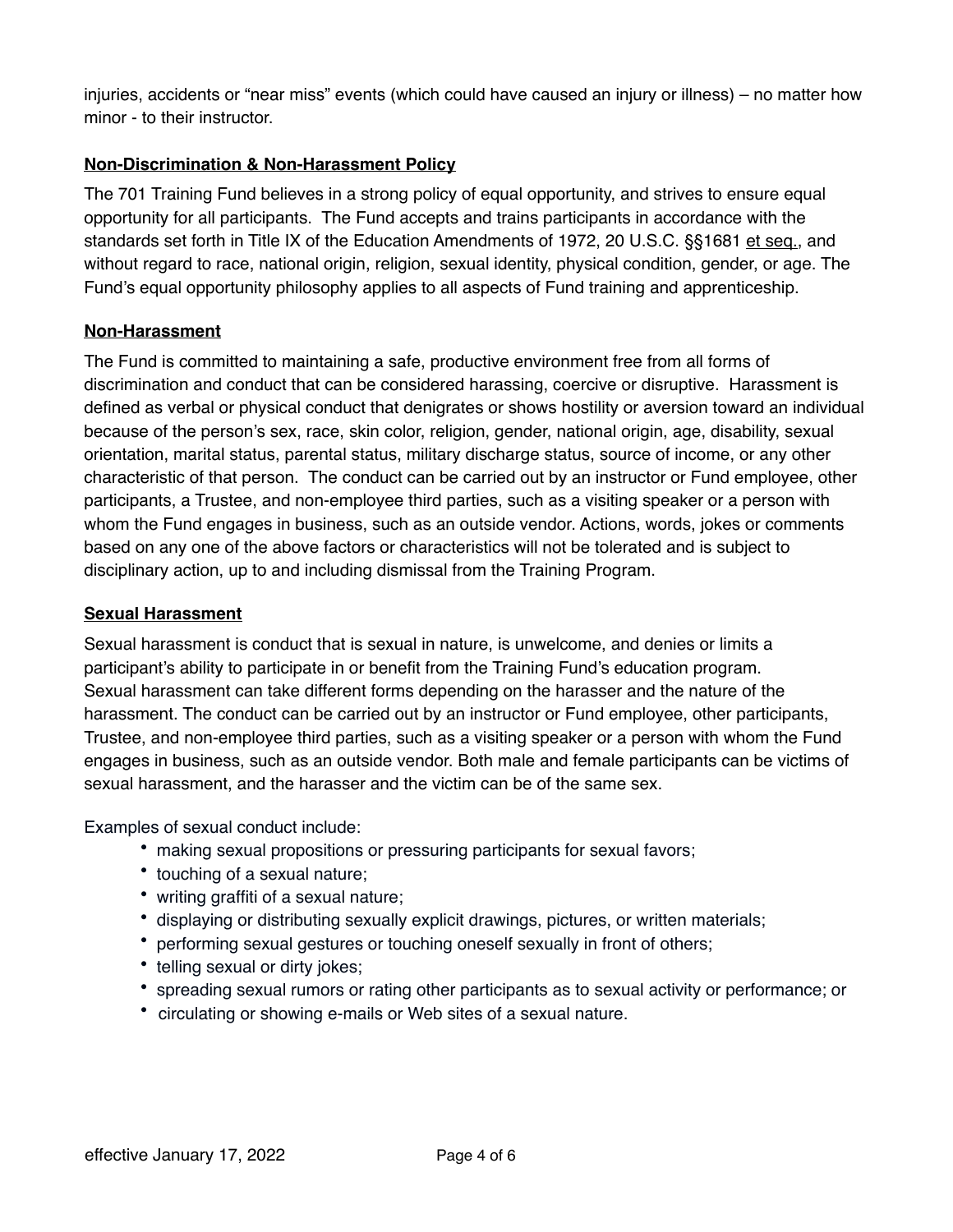injuries, accidents or "near miss" events (which could have caused an injury or illness) – no matter how minor - to their instructor.

## Non-Discrimination & Non-Harassment Policy

The 701 Training Fund believes in a strong policy of equal opportunity, and strives to ensure equal opportunity for all participants. The Fund accepts and trains participants in accordance with the standards set forth in Title IX of the Education Amendments of 1972, 20 U.S.C. §§1681 et seq., and without regard to race, national origin, religion, sexual identity, physical condition, gender, or age. The Fund's equal opportunity philosophy applies to all aspects of Fund training and apprenticeship.

## Non-Harassment

The Fund is committed to maintaining a safe, productive environment free from all forms of discrimination and conduct that can be considered harassing, coercive or disruptive. Harassment is defined as verbal or physical conduct that denigrates or shows hostility or aversion toward an individual because of the person's sex, race, skin color, religion, gender, national origin, age, disability, sexual orientation, marital status, parental status, military discharge status, source of income, or any other characteristic of that person. The conduct can be carried out by an instructor or Fund employee, other participants, a Trustee, and non-employee third parties, such as a visiting speaker or a person with whom the Fund engages in business, such as an outside vendor. Actions, words, jokes or comments based on any one of the above factors or characteristics will not be tolerated and is subject to disciplinary action, up to and including dismissal from the Training Program.

## Sexual Harassment

Sexual harassment is conduct that is sexual in nature, is unwelcome, and denies or limits a participant's ability to participate in or benefit from the Training Fund's education program. Sexual harassment can take different forms depending on the harasser and the nature of the harassment. The conduct can be carried out by an instructor or Fund employee, other participants, Trustee, and non-employee third parties, such as a visiting speaker or a person with whom the Fund engages in business, such as an outside vendor. Both male and female participants can be victims of sexual harassment, and the harasser and the victim can be of the same sex.

Examples of sexual conduct include:

- making sexual propositions or pressuring participants for sexual favors;
- touching of a sexual nature;
- writing graffiti of a sexual nature;
- displaying or distributing sexually explicit drawings, pictures, or written materials;
- performing sexual gestures or touching oneself sexually in front of others;
- telling sexual or dirty jokes;
- spreading sexual rumors or rating other participants as to sexual activity or performance; or
- circulating or showing e-mails or Web sites of a sexual nature.

effective January 17, 2022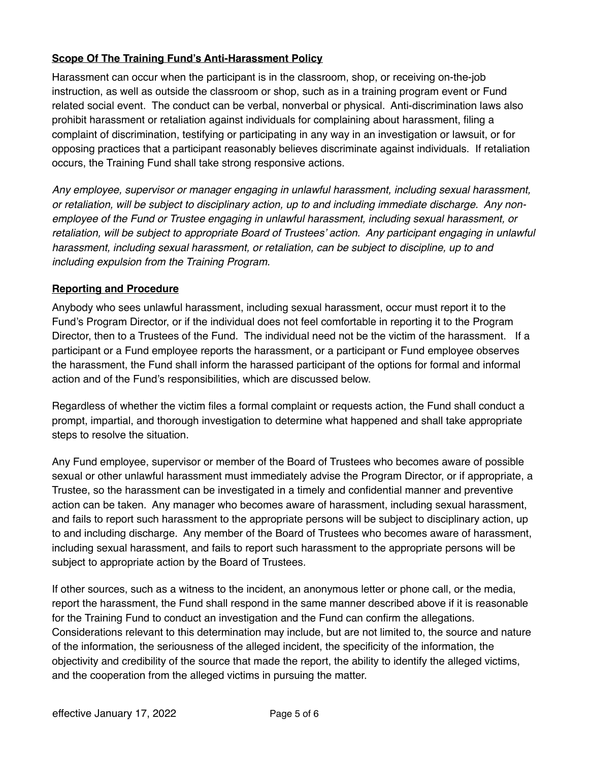**Scope Of The Training Fund's Anti-Harassment Policy**

Harassment can occur when the participant is in the classroom, shop, or receiving on-the-job instruction, as well as outside the classroom or shop, such as in a training program event or Fund related social event. The conduct can be verbal, nonverbal or physical. Anti-discrimination laws also prohibit harassment or retaliation against individuals for complaining about harassment, filing a complaint of discrimination, testifying or participating in any way in an investigation or lawsuit, or for opposing practices that a participant reasonably believes discriminate against individuals. If retaliation occurs, the Training Fund shall take strong responsive actions.

*Any employee, supervisor or manager engaging in unlawful harassment, including sexual harassment, or retaliation, will be subject to disciplinary action, up to and including immediate discharge. Any non-employee of the Fund or Trustee engaging in unlawful harassment, including sexual harassment, or retaliation, will be subject to appropriate Board of Trustees' action. Any participant engaging in unlawful harassment, including sexual harassment, or retaliation, can be subject to discipline, up to and including expulsion from the Training Program.*

**Reporting and Procedure**

Anybody who sees unlawful harassment, including sexual harassment, occur must report it to the Fund's Program Director, or if the individual does not feel comfortable in reporting it to the Program Director, then to a Trustees of the Fund. The individual need not be the victim of the harassment. If a participant or a Fund employee reports the harassment, or a participant or Fund employee observes the harassment, the Fund shall inform the harassed participant of the options for formal and informal action and of the Fund's responsibilities, which are discussed below.

Regardless of whether the victim files a formal complaint or requests action, the Fund shall conduct a prompt, impartial, and thorough investigation to determine what happened and shall take appropriate steps to resolve the situation.

Any Fund employee, supervisor or member of the Board of Trustees who becomes aware of possible sexual or other unlawful harassment must immediately advise the Program Director, or if appropriate, a Trustee, so the harassment can be investigated in a timely and confidential manner and preventive action can be taken. Any manager who becomes aware of harassment, including sexual harassment, and fails to report such harassment to the appropriate persons will be subject to disciplinary action, up to and including discharge. Any member of the Board of Trustees who becomes aware of harassment, including sexual harassment, and fails to report such harassment to the appropriate persons will be subject to appropriate action by the Board of Trustees.

If other sources, such as a witness to the incident, an anonymous letter or phone call, or the media, report the harassment, the Fund shall respond in the same manner described above if it is reasonable for the Training Fund to conduct an investigation and the Fund can confirm the allegations. Considerations relevant to this determination may include, but are not limited to, the source and nature of the information, the seriousness of the alleged incident, the specificity of the information, the objectivity and credibility of the source that made the report, the ability to identify the alleged victims, and the cooperation from the alleged victims in pursuing the matter.

effective January 17, 2022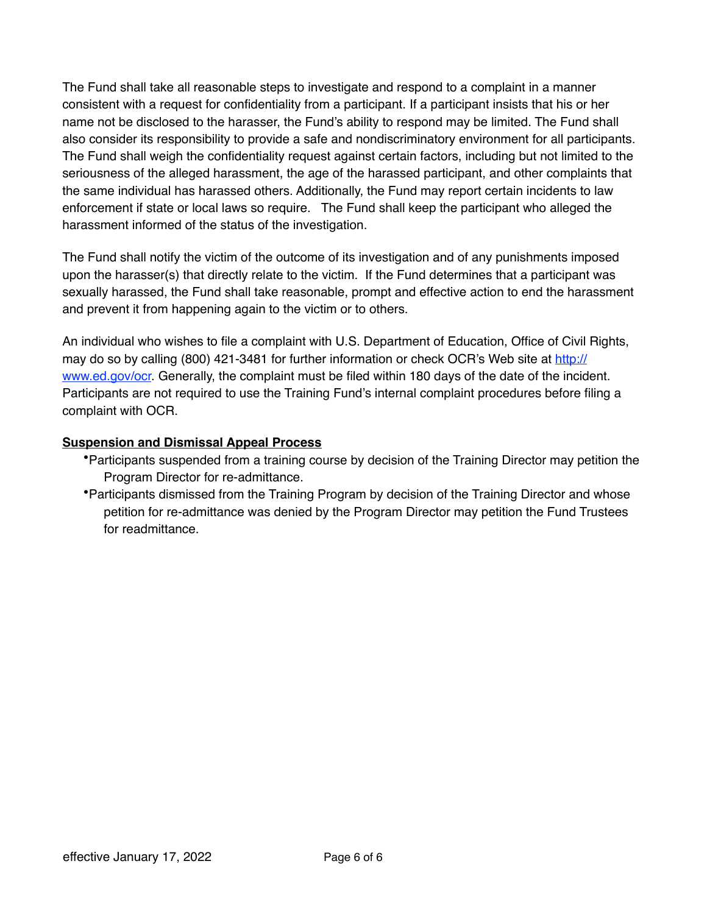The Fund shall take all reasonable steps to investigate and respond to a complaint in a manner consistent with a request for confidentiality from a participant. If a participant insists that his or her name not be disclosed to the harasser, the Fund's ability to respond may be limited. The Fund shall also consider its responsibility to provide a safe and nondiscriminatory environment for all participants. The Fund shall weigh the confidentiality request against certain factors, including but not limited to the seriousness of the alleged harassment, the age of the harassed participant, and other complaints that the same individual has harassed others. Additionally, the Fund may report certain incidents to law enforcement if state or local laws so require. The Fund shall keep the participant who alleged the harassment informed of the status of the investigation.

The Fund shall notify the victim of the outcome of its investigation and of any punishments imposed upon the harasser(s) that directly relate to the victim. If the Fund determines that a participant was sexually harassed, the Fund shall take reasonable, prompt and effective action to end the harassment and prevent it from happening again to the victim or to others.

An individual who wishes to file a complaint with U.S. Department of Education, Office of Civil Rights, may do so by calling (800) 421-3481 for further information or check OCR's Web site at [http://www.ed.gov/ocr](http://www.ed.gov/ocr). Generally, the complaint must be filed within 180 days of the date of the incident. Participants are not required to use the Training Fund's internal complaint procedures before filing a complaint with OCR.

**Suspension and Dismissal Appeal Process**

- Participants suspended from a training course by decision of the Training Director may petition the Program Director for re-admittance.
- Participants dismissed from the Training Program by decision of the Training Director and whose petition for re-admittance was denied by the Program Director may petition the Fund Trustees for readmittance.

effective January 17, 2022